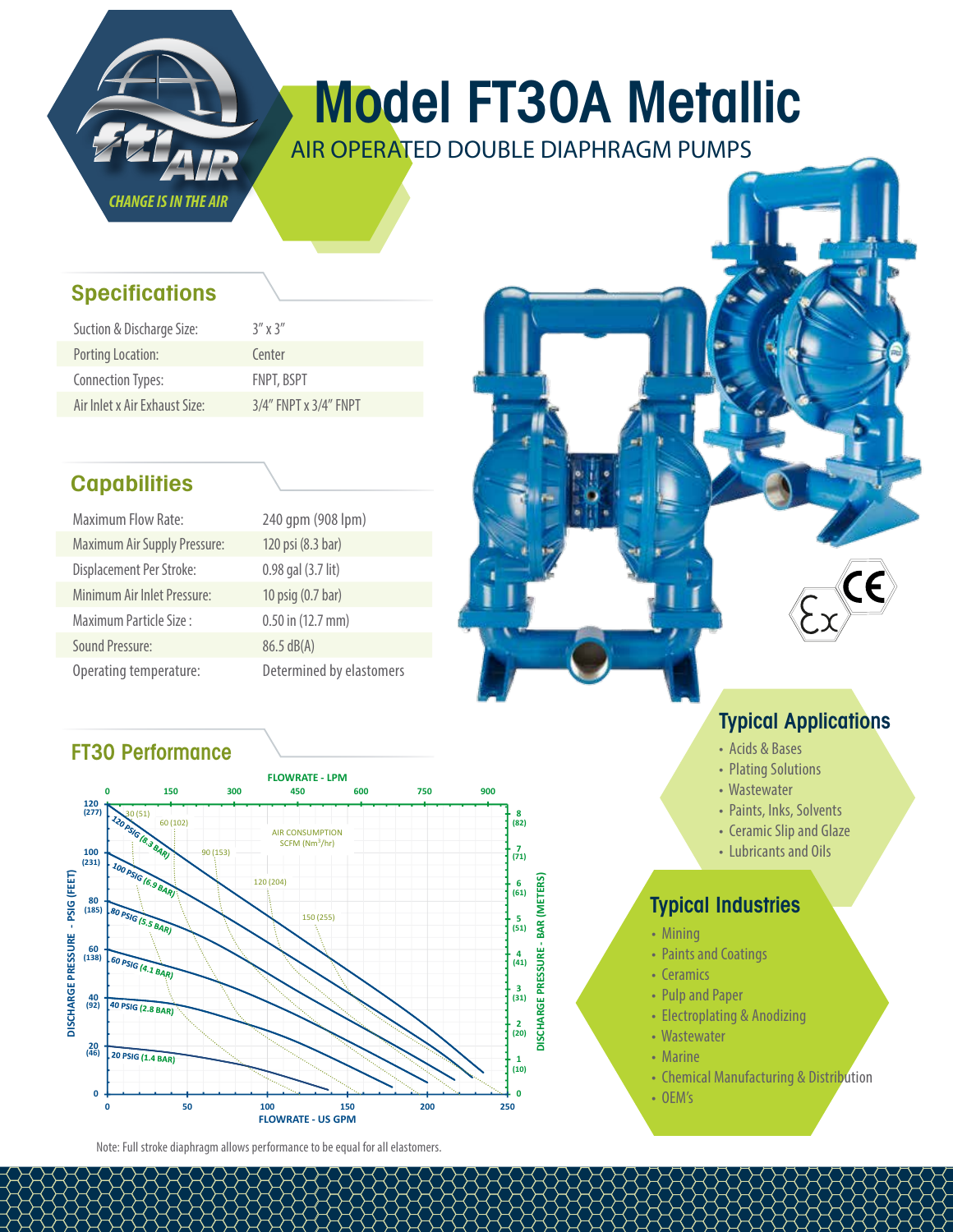# Model FT30A Metallic

AIR OPERATED DOUBLE DIAPHRAGM PUMPS

## Specifications

| | |
|---|---|
| Suction & Discharge Size: | 3" x 3" |
| Porting Location: | Center |
| Connection Types: | FNPT, BSPT |
| Air Inlet x Air Exhaust Size: | 3/4" FNPT x 3/4" FNPT |

## Capabilities

| | |
|---|---|
| Maximum Flow Rate: | 240 gpm (908 lpm) |
| Maximum Air Supply Pressure: | 120 psi (8.3 bar) |
| Displacement Per Stroke: | 0.98 gal (3.7 lit) |
| Minimum Air Inlet Pressure: | 10 psig (0.7 bar) |
| Maximum Particle Size : | 0.50 in (12.7 mm) |
| Sound Pressure: | 86.5 dB(A) |
| Operating temperature: | Determined by elastomers |

## FT30 Performance

FLOWRATE - LPM: 0, 150, 300, 450, 600, 750, 900

DISCHARGE PRESSURE - PSIG (FEET): 120 (277), 100 (231), 80 (185), 60 (138), 40 (92), 20 (46), 0

DISCHARGE PRESSURE - BAR (METERS): 8 (82), 7 (71), 6 (61), 5 (51), 4 (41), 3 (31), 2 (20), 1 (10), 0

FLOWRATE - US GPM: 0, 50, 100, 150, 200, 250

AIR CONSUMPTION SCFM ($Nm^3/hr$): 30 (51), 60 (102), 90 (153), 120 (204), 150 (255)

Curves: 120 PSIG (8.3 BAR), 100 PSIG (6.9 BAR), 80 PSIG (5.5 BAR), 60 PSIG (4.1 BAR), 40 PSIG (2.8 BAR), 20 PSIG (1.4 BAR)

Note: Full stroke diaphragm allows performance to be equal for all elastomers.

## Typical Applications

- Acids & Bases
- Plating Solutions
- Wastewater
- Paints, Inks, Solvents
- Ceramic Slip and Glaze
- Lubricants and Oils

## Typical Industries

- Mining
- Paints and Coatings
- Ceramics
- Pulp and Paper
- Electroplating & Anodizing
- Wastewater
- Marine
- Chemical Manufacturing & Distribution
- OEM's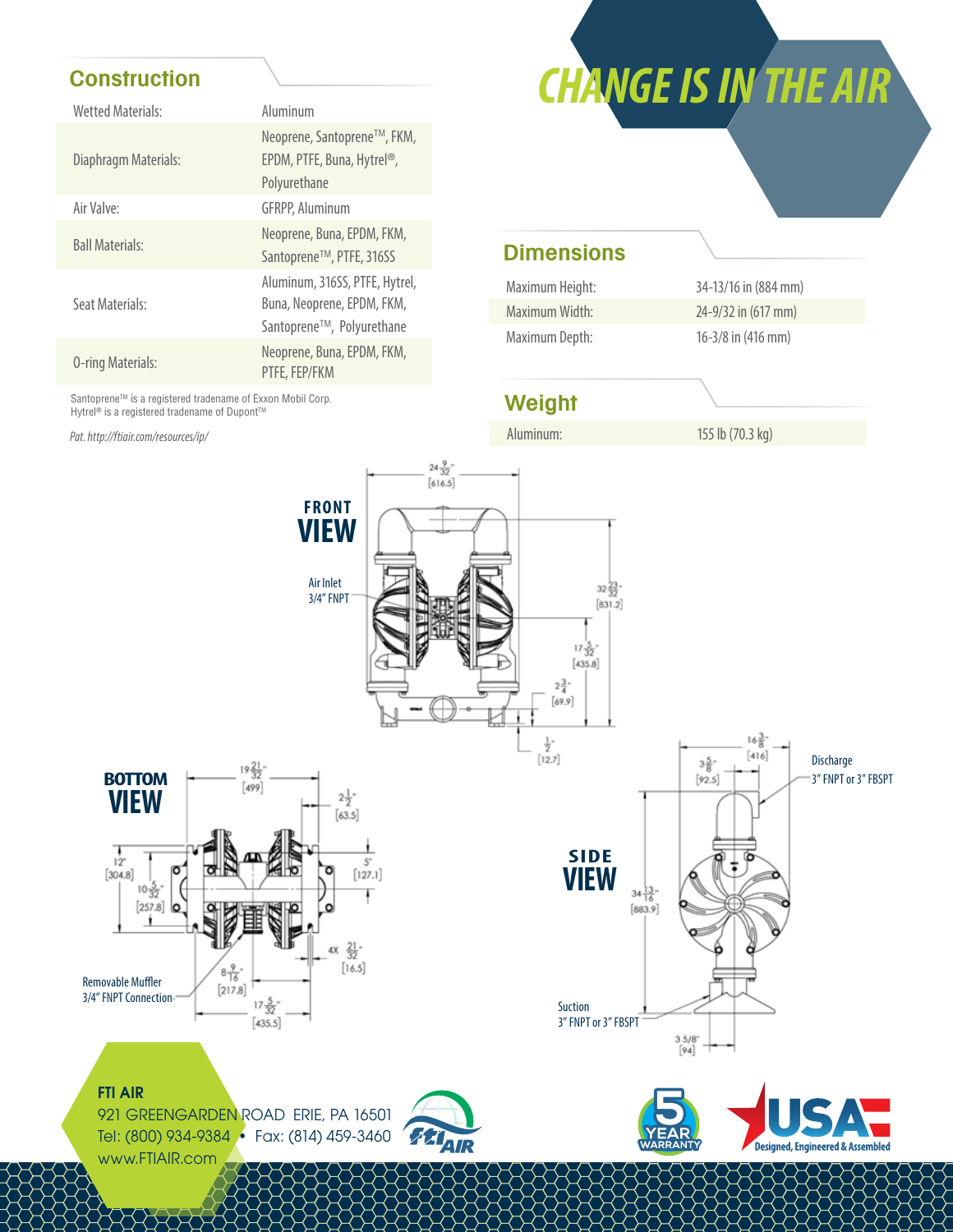## Construction

| | |
|---|---|
| Wetted Materials: | Aluminum |
| Diaphragm Materials: | Neoprene, Santoprene™, FKM, EPDM, PTFE, Buna, Hytrel®, Polyurethane |
| Air Valve: | GFRPP, Aluminum |
| Ball Materials: | Neoprene, Buna, EPDM, FKM, Santoprene™, PTFE, 316SS |
| Seat Materials: | Aluminum, 316SS, PTFE, Hytrel, Buna, Neoprene, EPDM, FKM, Santoprene™, Polyurethane |
| O-ring Materials: | Neoprene, Buna, EPDM, FKM, PTFE, FEP/FKM |

Santoprene™ is a registered tradename of Exxon Mobil Corp.
Hytrel® is a registered tradename of Dupont™

*Pat. http://ftiair.com/resources/ip/*

# CHANGE IS IN THE AIR

## Dimensions

| | |
|---|---|
| Maximum Height: | 34-13/16 in (884 mm) |
| Maximum Width: | 24-9/32 in (617 mm) |
| Maximum Depth: | 16-3/8 in (416 mm) |

## Weight

| | |
|---|---|
| Aluminum: | 155 lb (70.3 kg) |

**FRONT VIEW**

24 9/32" [616.5]
Air Inlet 3/4" FNPT
32 23/32" [831.2]
17 5/32" [435.8]
2 3/4" [69.9]
1/2" [12.7]

**BOTTOM VIEW**

19 21/32" [499]
2 1/2" [63.5]
12" [304.8]
10 5/32" [257.8]
5" [127.1]
4X 21/32" [16.5]
8 9/16" [217.8]
17 5/32" [435.5]
Removable Muffler 3/4" FNPT Connection

**SIDE VIEW**

16 3/8" [416]
3 5/8" [92.5]
Discharge 3" FNPT or 3" FBSPT
34 13/16" [883.9]
Suction 3" FNPT or 3" FBSPT
3 5/8" [94]

**FTI AIR**
921 GREENGARDEN ROAD ERIE, PA 16501
Tel: (800) 934-9384 • Fax: (814) 459-3460
www.FTIAIR.com

5 YEAR WARRANTY

USA Designed, Engineered & Assembled